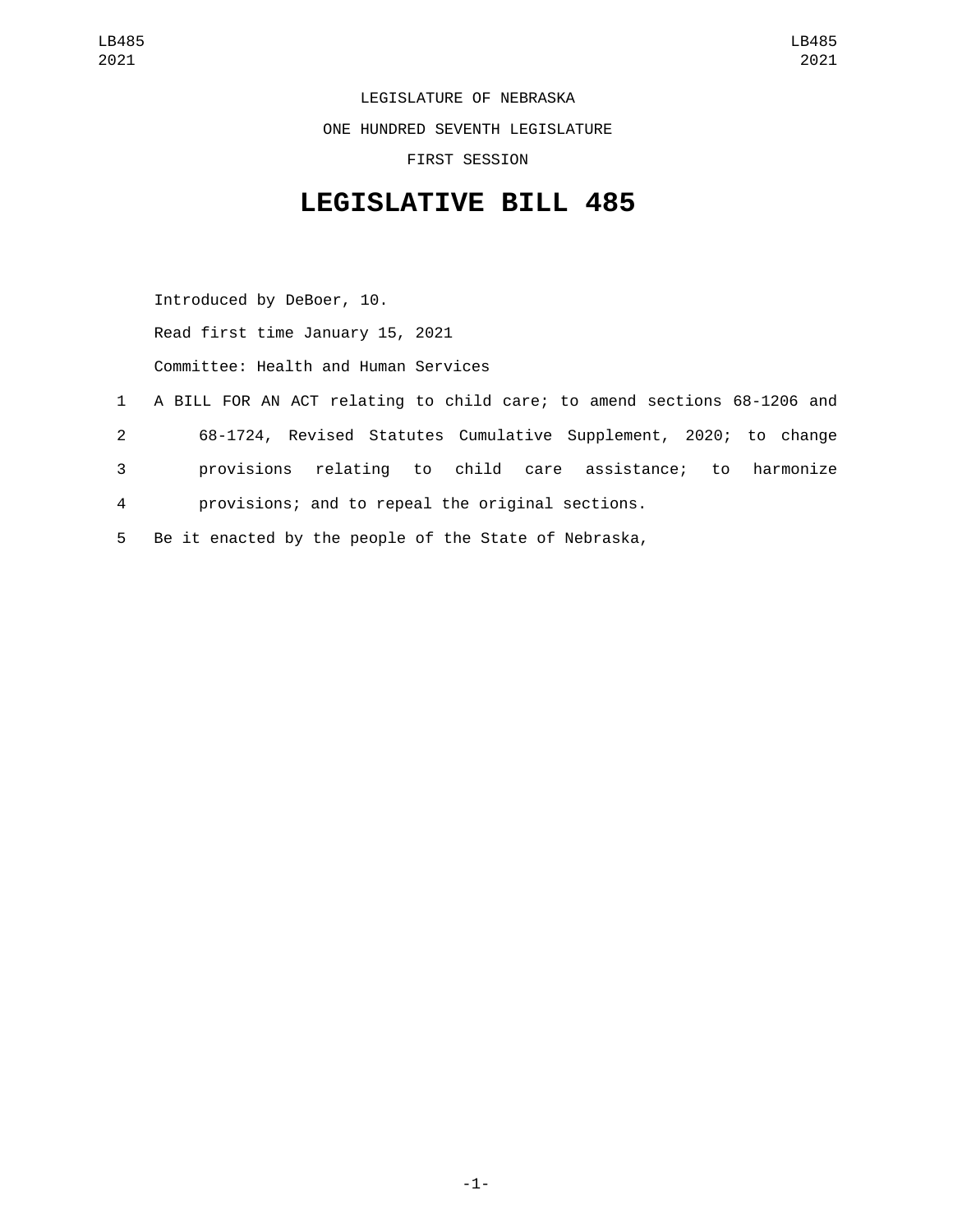LEGISLATURE OF NEBRASKA

ONE HUNDRED SEVENTH LEGISLATURE

FIRST SESSION

# LEGISLATIVE BILL 485

Introduced by DeBoer, 10.

Read first time January 15, 2021

Committee: Health and Human Services

1 A BILL FOR AN ACT relating to child care; to amend sections 68-1206 and
2 68-1724, Revised Statutes Cumulative Supplement, 2020; to change
3 provisions relating to child care assistance; to harmonize
4 provisions; and to repeal the original sections.
5 Be it enacted by the people of the State of Nebraska,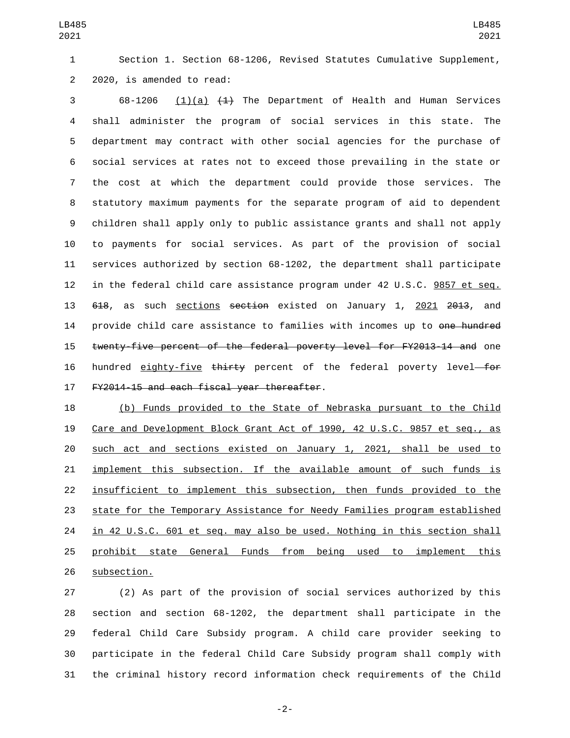Section 1. Section 68-1206, Revised Statutes Cumulative Supplement, 2020, is amended to read:

68-1206 <u>(1)(a)</u> ~~(1)~~ The Department of Health and Human Services shall administer the program of social services in this state. The department may contract with other social agencies for the purchase of social services at rates not to exceed those prevailing in the state or the cost at which the department could provide those services. The statutory maximum payments for the separate program of aid to dependent children shall apply only to public assistance grants and shall not apply to payments for social services. As part of the provision of social services authorized by section 68-1202, the department shall participate in the federal child care assistance program under 42 U.S.C. <u>9857 et seq.</u> ~~618~~, as such <u>sections</u> ~~section~~ existed on January 1, <u>2021</u> ~~2013~~, and provide child care assistance to families with incomes up to ~~one hundred twenty-five percent of the federal poverty level for FY2013-14 and~~ one hundred <u>eighty-five</u> ~~thirty~~ percent of the federal poverty level~~ for FY2014-15 and each fiscal year thereafter~~.

<u>(b) Funds provided to the State of Nebraska pursuant to the Child Care and Development Block Grant Act of 1990, 42 U.S.C. 9857 et seq., as such act and sections existed on January 1, 2021, shall be used to implement this subsection. If the available amount of such funds is insufficient to implement this subsection, then funds provided to the state for the Temporary Assistance for Needy Families program established in 42 U.S.C. 601 et seq. may also be used. Nothing in this section shall prohibit state General Funds from being used to implement this subsection.</u>

(2) As part of the provision of social services authorized by this section and section 68-1202, the department shall participate in the federal Child Care Subsidy program. A child care provider seeking to participate in the federal Child Care Subsidy program shall comply with the criminal history record information check requirements of the Child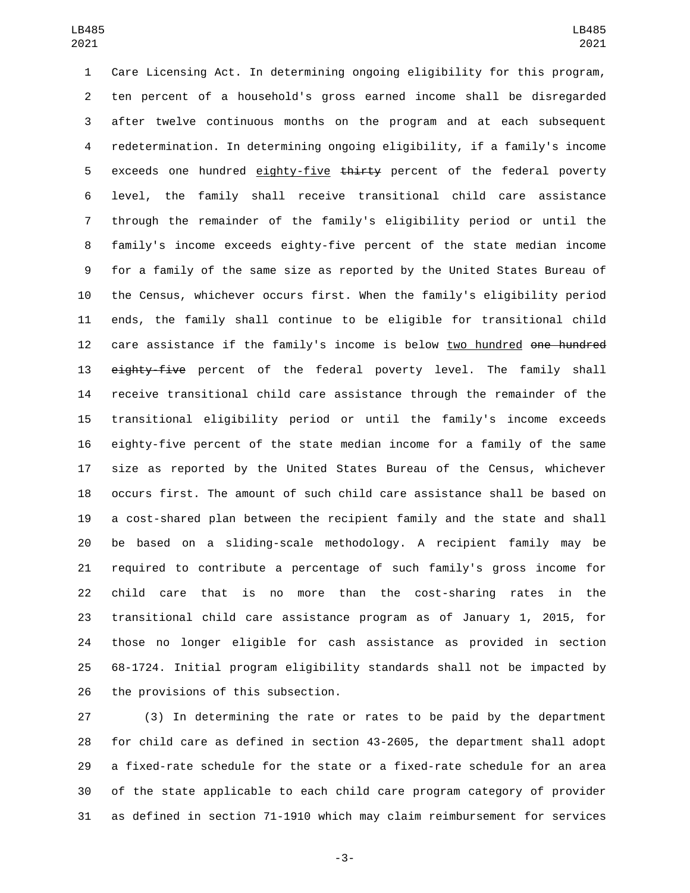Care Licensing Act. In determining ongoing eligibility for this program, ten percent of a household's gross earned income shall be disregarded after twelve continuous months on the program and at each subsequent redetermination. In determining ongoing eligibility, if a family's income exceeds one hundred <u>eighty-five</u> ~~thirty~~ percent of the federal poverty level, the family shall receive transitional child care assistance through the remainder of the family's eligibility period or until the family's income exceeds eighty-five percent of the state median income for a family of the same size as reported by the United States Bureau of the Census, whichever occurs first. When the family's eligibility period ends, the family shall continue to be eligible for transitional child care assistance if the family's income is below <u>two hundred</u> ~~one hundred eighty-five~~ percent of the federal poverty level. The family shall receive transitional child care assistance through the remainder of the transitional eligibility period or until the family's income exceeds eighty-five percent of the state median income for a family of the same size as reported by the United States Bureau of the Census, whichever occurs first. The amount of such child care assistance shall be based on a cost-shared plan between the recipient family and the state and shall be based on a sliding-scale methodology. A recipient family may be required to contribute a percentage of such family's gross income for child care that is no more than the cost-sharing rates in the transitional child care assistance program as of January 1, 2015, for those no longer eligible for cash assistance as provided in section 68-1724. Initial program eligibility standards shall not be impacted by the provisions of this subsection.

(3) In determining the rate or rates to be paid by the department for child care as defined in section 43-2605, the department shall adopt a fixed-rate schedule for the state or a fixed-rate schedule for an area of the state applicable to each child care program category of provider as defined in section 71-1910 which may claim reimbursement for services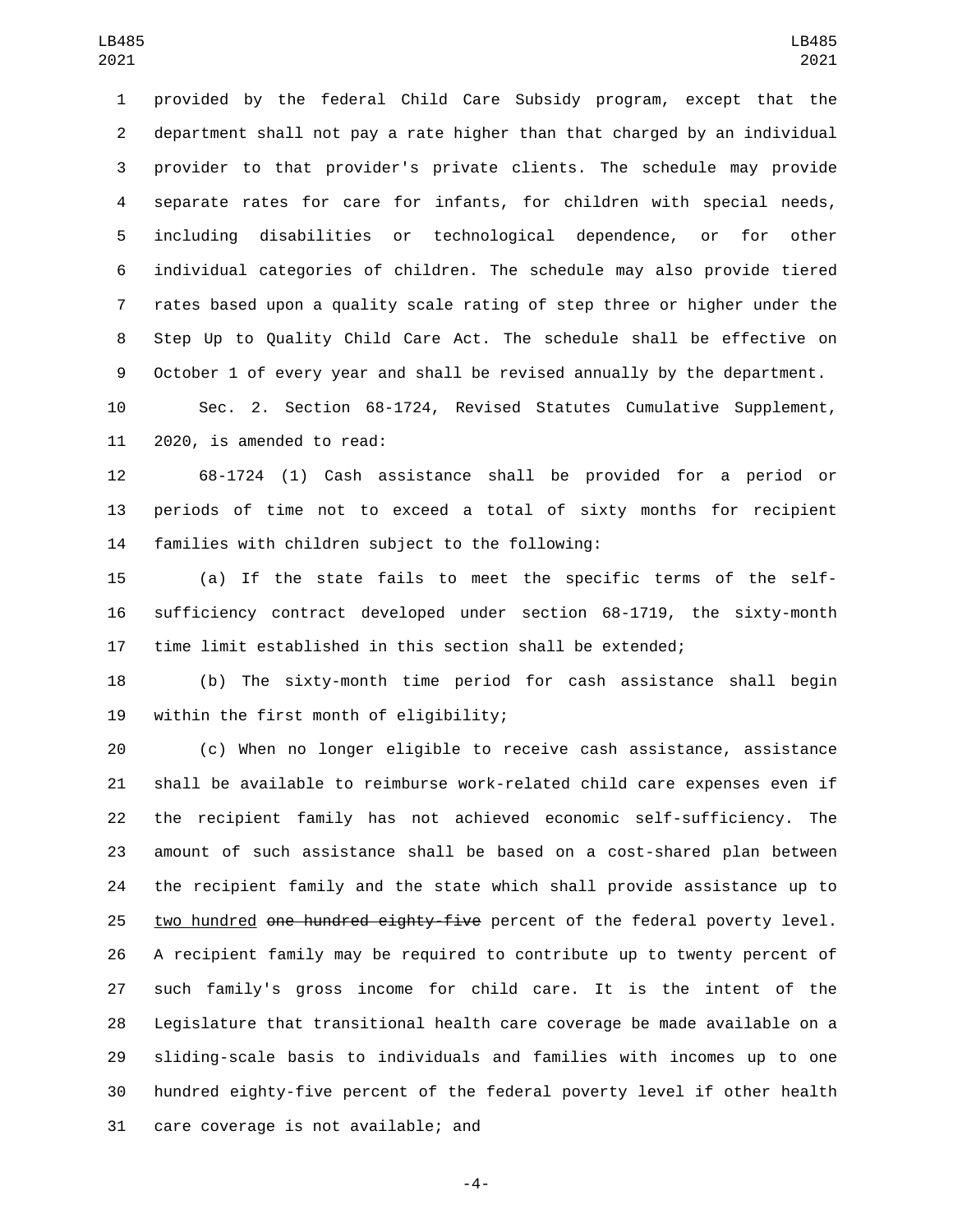provided by the federal Child Care Subsidy program, except that the department shall not pay a rate higher than that charged by an individual provider to that provider's private clients. The schedule may provide separate rates for care for infants, for children with special needs, including disabilities or technological dependence, or for other individual categories of children. The schedule may also provide tiered rates based upon a quality scale rating of step three or higher under the Step Up to Quality Child Care Act. The schedule shall be effective on October 1 of every year and shall be revised annually by the department.

Sec. 2. Section 68-1724, Revised Statutes Cumulative Supplement, 2020, is amended to read:

68-1724 (1) Cash assistance shall be provided for a period or periods of time not to exceed a total of sixty months for recipient families with children subject to the following:

(a) If the state fails to meet the specific terms of the self-sufficiency contract developed under section 68-1719, the sixty-month time limit established in this section shall be extended;

(b) The sixty-month time period for cash assistance shall begin within the first month of eligibility;

(c) When no longer eligible to receive cash assistance, assistance shall be available to reimburse work-related child care expenses even if the recipient family has not achieved economic self-sufficiency. The amount of such assistance shall be based on a cost-shared plan between the recipient family and the state which shall provide assistance up to <u>two hundred</u> ~~one hundred eighty-five~~ percent of the federal poverty level. A recipient family may be required to contribute up to twenty percent of such family's gross income for child care. It is the intent of the Legislature that transitional health care coverage be made available on a sliding-scale basis to individuals and families with incomes up to one hundred eighty-five percent of the federal poverty level if other health care coverage is not available; and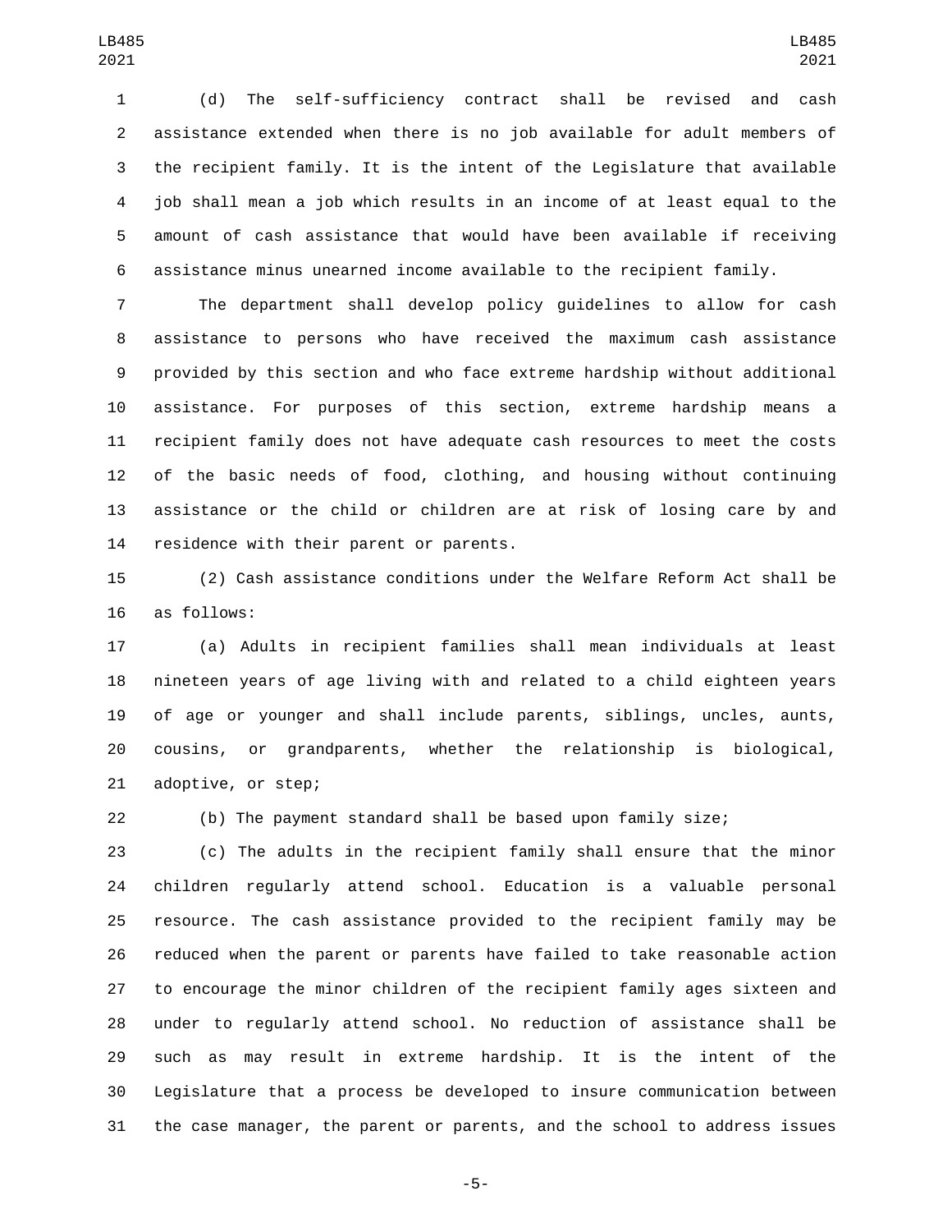(d) The self-sufficiency contract shall be revised and cash assistance extended when there is no job available for adult members of the recipient family. It is the intent of the Legislature that available job shall mean a job which results in an income of at least equal to the amount of cash assistance that would have been available if receiving assistance minus unearned income available to the recipient family.

The department shall develop policy guidelines to allow for cash assistance to persons who have received the maximum cash assistance provided by this section and who face extreme hardship without additional assistance. For purposes of this section, extreme hardship means a recipient family does not have adequate cash resources to meet the costs of the basic needs of food, clothing, and housing without continuing assistance or the child or children are at risk of losing care by and residence with their parent or parents.

(2) Cash assistance conditions under the Welfare Reform Act shall be as follows:

(a) Adults in recipient families shall mean individuals at least nineteen years of age living with and related to a child eighteen years of age or younger and shall include parents, siblings, uncles, aunts, cousins, or grandparents, whether the relationship is biological, adoptive, or step;

(b) The payment standard shall be based upon family size;

(c) The adults in the recipient family shall ensure that the minor children regularly attend school. Education is a valuable personal resource. The cash assistance provided to the recipient family may be reduced when the parent or parents have failed to take reasonable action to encourage the minor children of the recipient family ages sixteen and under to regularly attend school. No reduction of assistance shall be such as may result in extreme hardship. It is the intent of the Legislature that a process be developed to insure communication between the case manager, the parent or parents, and the school to address issues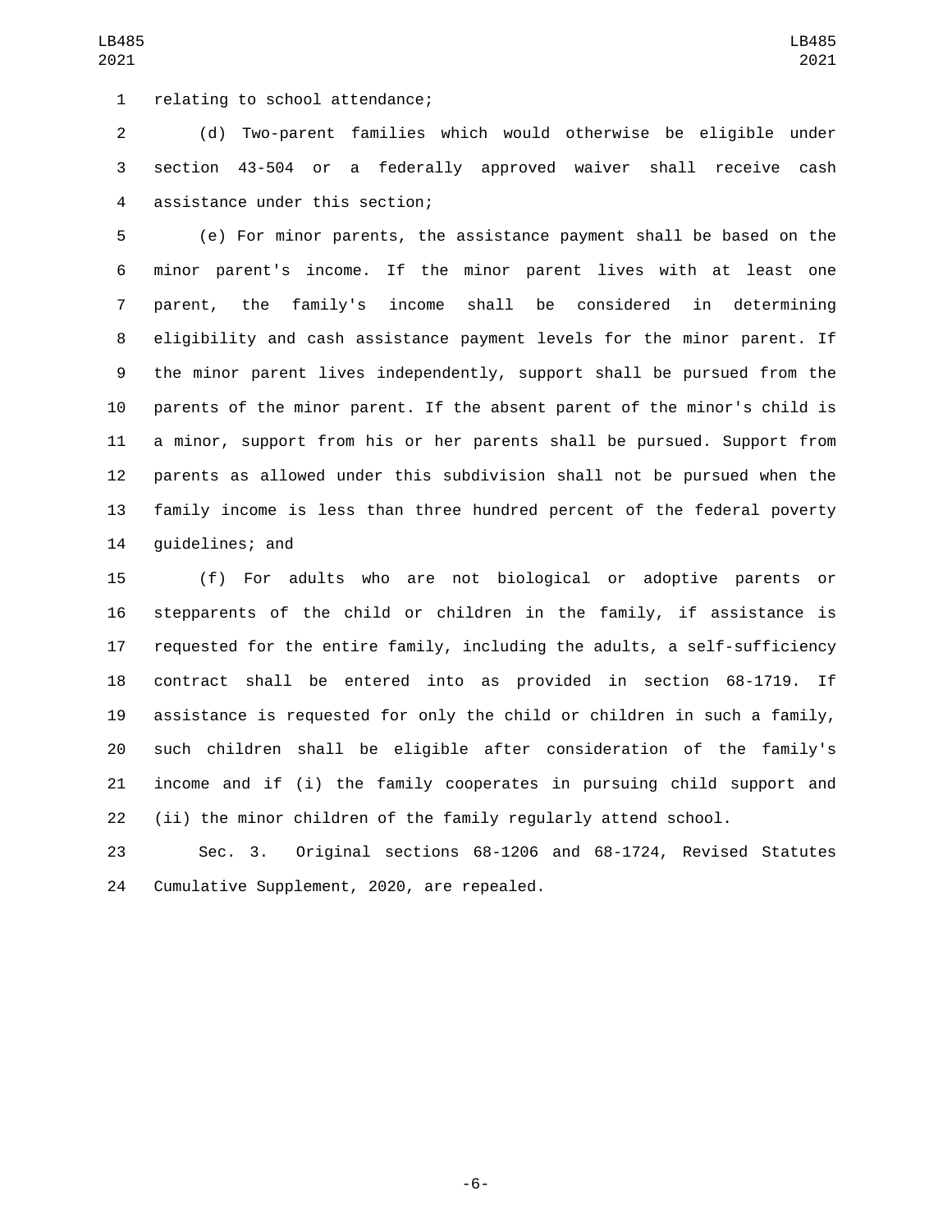relating to school attendance;

(d) Two-parent families which would otherwise be eligible under section 43-504 or a federally approved waiver shall receive cash assistance under this section;

(e) For minor parents, the assistance payment shall be based on the minor parent's income. If the minor parent lives with at least one parent, the family's income shall be considered in determining eligibility and cash assistance payment levels for the minor parent. If the minor parent lives independently, support shall be pursued from the parents of the minor parent. If the absent parent of the minor's child is a minor, support from his or her parents shall be pursued. Support from parents as allowed under this subdivision shall not be pursued when the family income is less than three hundred percent of the federal poverty guidelines; and

(f) For adults who are not biological or adoptive parents or stepparents of the child or children in the family, if assistance is requested for the entire family, including the adults, a self-sufficiency contract shall be entered into as provided in section 68-1719. If assistance is requested for only the child or children in such a family, such children shall be eligible after consideration of the family's income and if (i) the family cooperates in pursuing child support and (ii) the minor children of the family regularly attend school.

Sec. 3. Original sections 68-1206 and 68-1724, Revised Statutes Cumulative Supplement, 2020, are repealed.